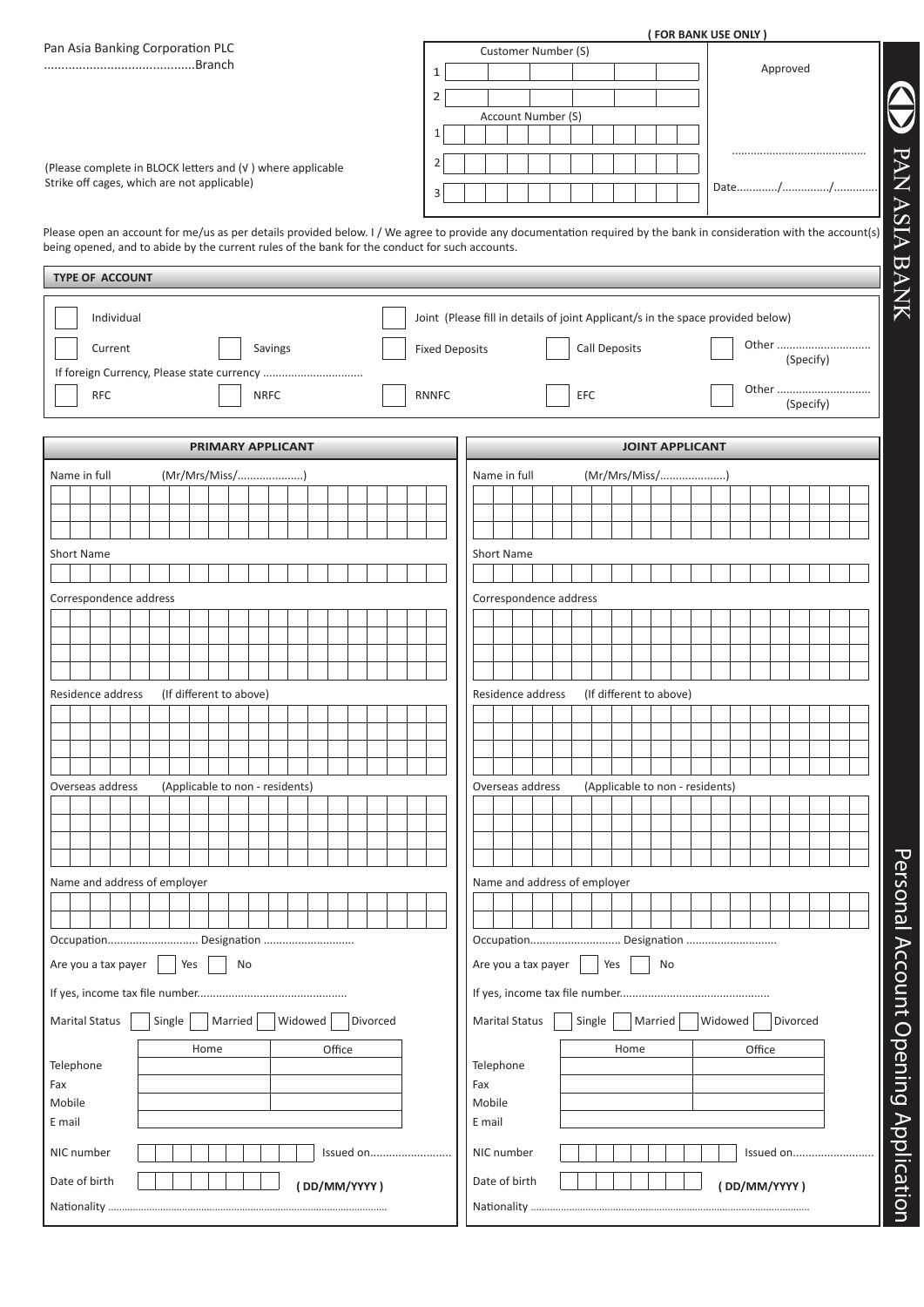Pan Asia Banking Corporation PLC
...........................................Branch

(Please complete in BLOCK letters and (√ ) where applicable
Strike off cages, which are not applicable)

**( FOR BANK USE ONLY )**

| Customer Number (S) | Approved |
|---|---|
| 1 | |
| 2 | |
| **Account Number (S)** | ........................................... |
| 1 | |
| 2 | |
| 3 | Date............/.............../.............. |

PAN ASIA BANK

Personal Account Opening Application

Please open an account for me/us as per details provided below. I / We agree to provide any documentation required by the bank in consideration with the account(s) being opened, and to abide by the current rules of the bank for the conduct for such accounts.

**TYPE OF ACCOUNT**

☐ Individual ☐ Joint (Please fill in details of joint Applicant/s in the space provided below)

☐ Current ☐ Savings ☐ Fixed Deposits ☐ Call Deposits ☐ Other .............................. (Specify)

If foreign Currency, Please state currency ................................

☐ RFC ☐ NRFC ☐ RNNFC ☐ EFC ☐ Other .............................. (Specify)

## PRIMARY APPLICANT

Name in full (Mr/Mrs/Miss/.....................)

Short Name

Correspondence address

Residence address (If different to above)

Overseas address (Applicable to non - residents)

Name and address of employer

Occupation............................. Designation .............................

Are you a tax payer ☐ Yes ☐ No

If yes, income tax file number...............................................

Marital Status ☐ Single ☐ Married ☐ Widowed ☐ Divorced

| | Home | Office |
|---|---|---|
| Telephone | | |
| Fax | | |
| Mobile | | |
| E mail | | |

NIC number Issued on..........................

Date of birth **( DD/MM/YYYY )**

Nationality ..................................................................................................

## JOINT APPLICANT

Name in full (Mr/Mrs/Miss/.....................)

Short Name

Correspondence address

Residence address (If different to above)

Overseas address (Applicable to non - residents)

Name and address of employer

Occupation............................. Designation .............................

Are you a tax payer ☐ Yes ☐ No

If yes, income tax file number...............................................

Marital Status ☐ Single ☐ Married ☐ Widowed ☐ Divorced

| | Home | Office |
|---|---|---|
| Telephone | | |
| Fax | | |
| Mobile | | |
| E mail | | |

NIC number Issued on..........................

Date of birth **( DD/MM/YYYY )**

Nationality ..................................................................................................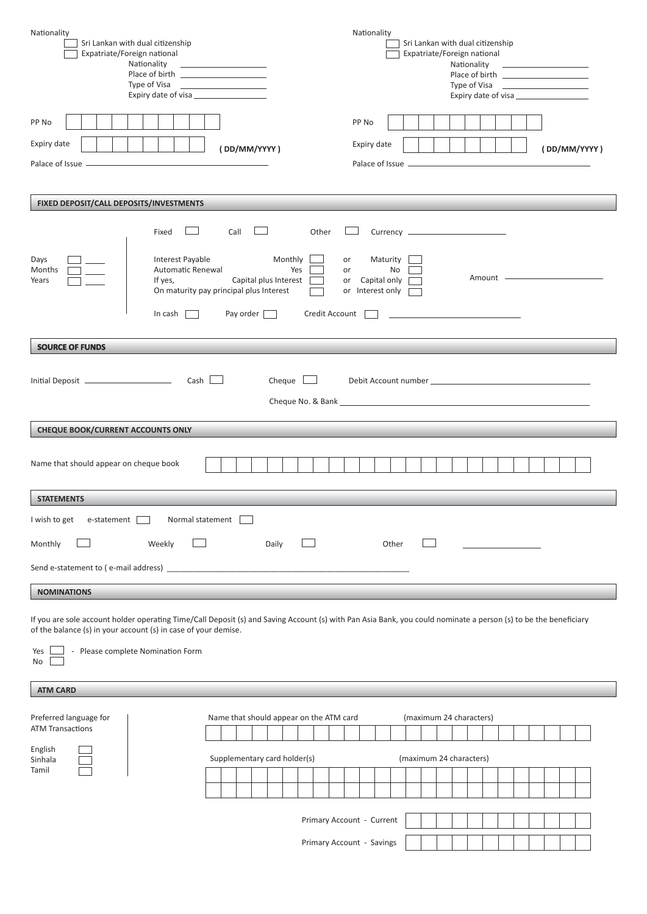Nationality

- ☐ Sri Lankan with dual citizenship
- ☐ Expatriate/Foreign national
  - Nationality ____________________
  - Place of birth ____________________
  - Type of Visa ____________________
  - Expiry date of visa ____________________

PP No | | | | | | | | | | |

Expiry date | | | | | | | | | ( DD/MM/YYYY )

Palace of Issue ________________________________

Nationality

- ☐ Sri Lankan with dual citizenship
- ☐ Expatriate/Foreign national
  - Nationality ____________________
  - Place of birth ____________________
  - Type of Visa ____________________
  - Expiry date of visa ____________________

PP No | | | | | | | | | | |

Expiry date | | | | | | | | | ( DD/MM/YYYY )

Palace of Issue ________________________________

## FIXED DEPOSIT/CALL DEPOSITS/INVESTMENTS

Fixed ☐ Call ☐ Other ☐ Currency ____________________

Days ☐ ____
Months ☐ ____
Years ☐ ____

Interest Payable Monthly ☐ or Maturity ☐
Automatic Renewal Yes ☐ or No ☐
If yes, Capital plus Interest ☐ or Capital only ☐
On maturity pay principal plus Interest ☐ or Interest only ☐

Amount ____________________

In cash ☐ Pay order ☐ Credit Account ☐ ____________________

## SOURCE OF FUNDS

Initial Deposit ____________________ Cash ☐ Cheque ☐ Debit Account number ____________________

Cheque No. & Bank ____________________

## CHEQUE BOOK/CURRENT ACCOUNTS ONLY

Name that should appear on cheque book | | | | | | | | | | | | | | | | | | | | | | | | | |

## STATEMENTS

I wish to get e-statement ☐ Normal statement ☐

Monthly ☐ Weekly ☐ Daily ☐ Other ☐ ____________________

Send e-statement to ( e-mail address) ________________________________________

## NOMINATIONS

If you are sole account holder operating Time/Call Deposit (s) and Saving Account (s) with Pan Asia Bank, you could nominate a person (s) to be the beneficiary of the balance (s) in your account (s) in case of your demise.

Yes ☐ - Please complete Nomination Form
No ☐

## ATM CARD

Preferred language for ATM Transactions

- English ☐
- Sinhala ☐
- Tamil ☐

Name that should appear on the ATM card (maximum 24 characters)

| | | | | | | | | | | | | | | | | | | | | | | | |

Supplementary card holder(s) (maximum 24 characters)

| | | | | | | | | | | | | | | | | | | | | | | | |

| | | | | | | | | | | | | | | | | | | | | | | | |

Primary Account - Current | | | | | | | | | | | | |

Primary Account - Savings | | | | | | | | | | | | |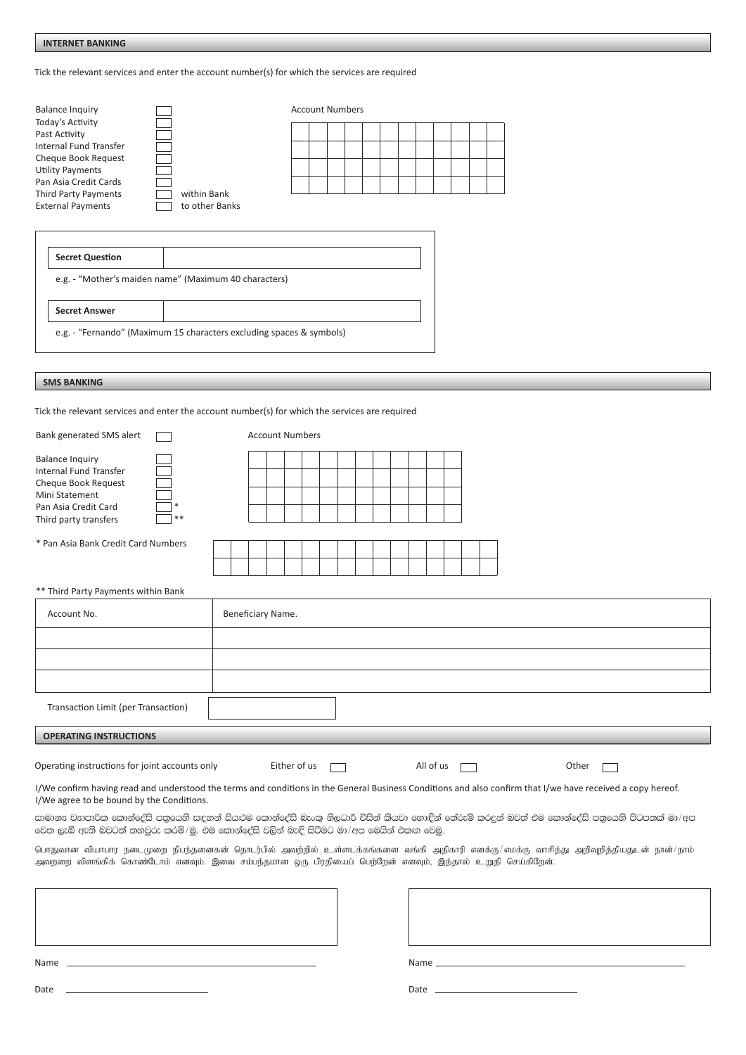## INTERNET BANKING

Tick the relevant services and enter the account number(s) for which the services are required

- Balance Inquiry ☐
- Today's Activity ☐
- Past Activity ☐
- Internal Fund Transfer ☐
- Cheque Book Request ☐
- Utility Payments ☐
- Pan Asia Credit Cards ☐
- Third Party Payments ☐ within Bank
- External Payments ☐ to other Banks

Account Numbers

| | | | | | | | | | | | |
|---|---|---|---|---|---|---|---|---|---|---|---|
| | | | | | | | | | | | |
| | | | | | | | | | | | |
| | | | | | | | | | | | |
| | | | | | | | | | | | |

| **Secret Question** | |
|---|---|

e.g. - "Mother's maiden name" (Maximum 40 characters)

| **Secret Answer** | |
|---|---|

e.g. - "Fernando" (Maximum 15 characters excluding spaces & symbols)

## SMS BANKING

Tick the relevant services and enter the account number(s) for which the services are required

Bank generated SMS alert ☐

- Balance Inquiry ☐
- Internal Fund Transfer ☐
- Cheque Book Request ☐
- Mini Statement ☐
- Pan Asia Credit Card ☐ *
- Third party transfers ☐ **

Account Numbers

| | | | | | | | | | | | |
|---|---|---|---|---|---|---|---|---|---|---|---|
| | | | | | | | | | | | |
| | | | | | | | | | | | |
| | | | | | | | | | | | |
| | | | | | | | | | | | |

* Pan Asia Bank Credit Card Numbers

| | | | | | | | | | | | | | | | |
|---|---|---|---|---|---|---|---|---|---|---|---|---|---|---|---|
| | | | | | | | | | | | | | | | |
| | | | | | | | | | | | | | | | |

** Third Party Payments within Bank

| Account No. | Beneficiary Name. |
|---|---|
| | |
| | |
| | |

Transaction Limit (per Transaction) ________

## OPERATING INSTRUCTIONS

Operating instructions for joint accounts only    Either of us ☐    All of us ☐    Other ☐

I/We confirm having read and understood the terms and conditions in the General Business Conditions and also confirm that I/we have received a copy hereof. I/We agree to be bound by the Conditions.

සාමාන්‍ය ව්‍යාපාරික කොන්දේසි පත්‍රයෙහි සඳහන් සියළුම කොන්දේසි බැංකු නිලධාරී විසින් කියවා හොඳින් තේරුම් කරදුන් බවත් එම කොන්දේසි පත්‍රයෙහි පිටපතක් මා/අප වෙත ලැබී ඇති බවටත් තහවුරු කරමි/මු. එම කොන්දේසි වලින් බැඳී සිටීමට මා/අප මෙයින් එකඟ වෙමු.

பொதுவான வியாபார நடைமுறை நிபந்தனைகள் தொடர்பில் அவற்றில் உள்ளடக்கங்களை வங்கி அதிகாரி எனக்கு/எமக்கு வாசித்து அறிவுறுத்தியதுடன் நான்/நாம் அவற்றை விளங்கிக் கொண்டோம் எனவும். இவை சம்பந்தமான ஒரு பிரதியைப் பெற்றேன் எனவும், இத்தால் உறுதி செய்கிறேன்.

Name ____________________

Date ____________________

Name ____________________

Date ____________________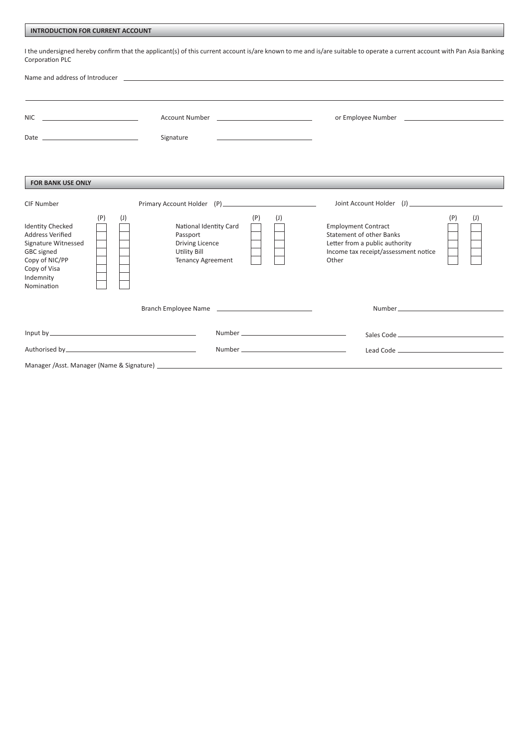## INTRODUCTION FOR CURRENT ACCOUNT

I the undersigned hereby confirm that the applicant(s) of this current account is/are known to me and is/are suitable to operate a current account with Pan Asia Banking Corporation PLC

Name and address of Introducer ______________________________________________

______________________________________________

NIC ____________________ Account Number ____________________ or Employee Number ____________________

Date ____________________ Signature ____________________

## FOR BANK USE ONLY

CIF Number Primary Account Holder (P) ____________________ Joint Account Holder (J) ____________________

| | (P) | (J) | | (P) | (J) | | (P) | (J) |
|---|---|---|---|---|---|---|---|---|
| Identity Checked | ☐ | ☐ | National Identity Card | ☐ | ☐ | Employment Contract | ☐ | ☐ |
| Address Verified | ☐ | ☐ | Passport | ☐ | ☐ | Statement of other Banks | ☐ | ☐ |
| Signature Witnessed | ☐ | ☐ | Driving Licence | ☐ | ☐ | Letter from a public authority | ☐ | ☐ |
| GBC signed | ☐ | ☐ | Utility Bill | ☐ | ☐ | Income tax receipt/assessment notice | ☐ | ☐ |
| Copy of NIC/PP | ☐ | ☐ | Tenancy Agreement | ☐ | ☐ | Other | ☐ | ☐ |
| Copy of Visa | ☐ | ☐ | | | | | | |
| Indemnity | ☐ | ☐ | | | | | | |
| Nomination | ☐ | ☐ | | | | | | |

Branch Employee Name ____________________ Number ____________________

Input by ____________________ Number ____________________ Sales Code ____________________

Authorised by ____________________ Number ____________________ Lead Code ____________________

Manager /Asst. Manager (Name & Signature) ______________________________________________